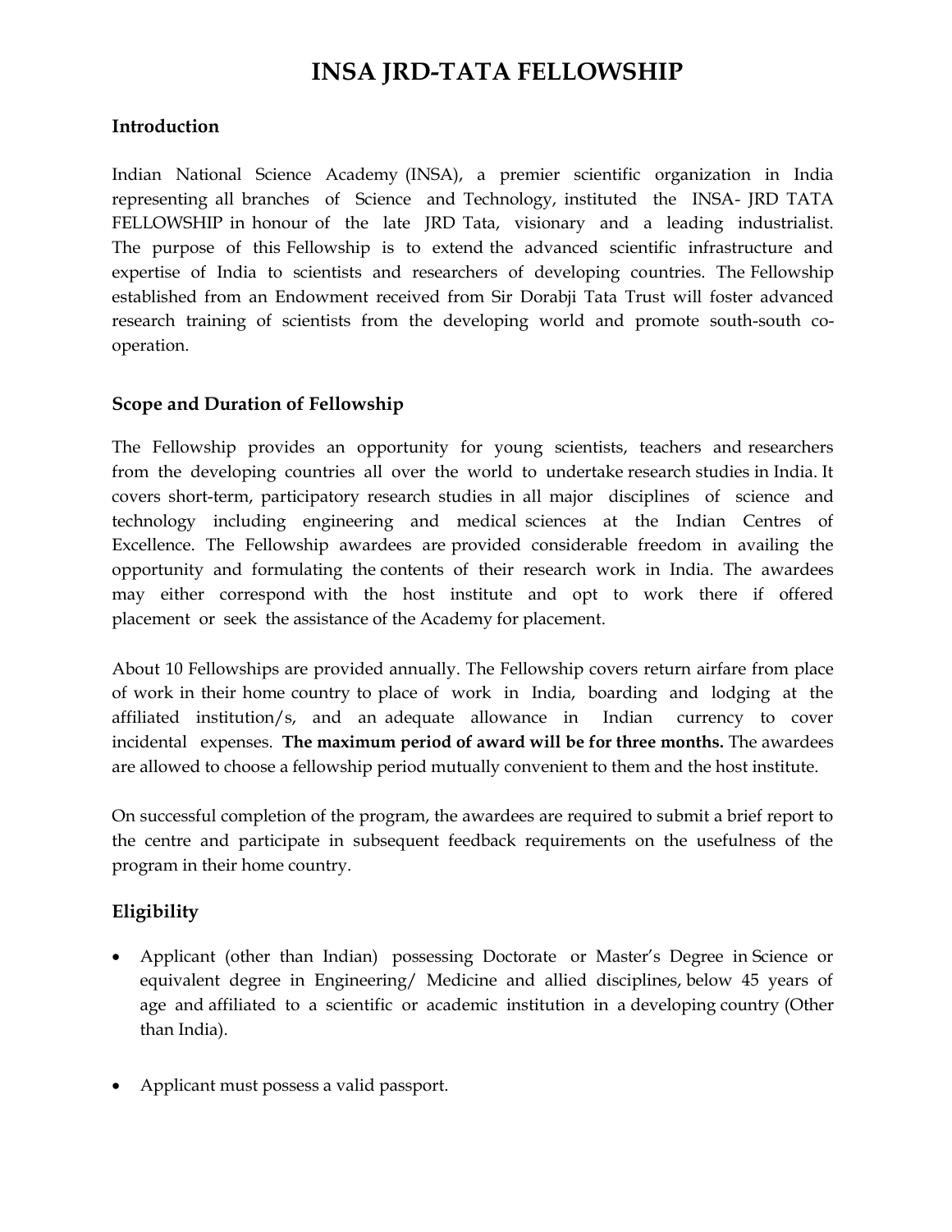# INSA JRD-TATA FELLOWSHIP

## Introduction

Indian National Science Academy (INSA), a premier scientific organization in India representing all branches of Science and Technology, instituted the INSA- JRD TATA FELLOWSHIP in honour of the late JRD Tata, visionary and a leading industrialist. The purpose of this Fellowship is to extend the advanced scientific infrastructure and expertise of India to scientists and researchers of developing countries. The Fellowship established from an Endowment received from Sir Dorabji Tata Trust will foster advanced research training of scientists from the developing world and promote south-south co-operation.

## Scope and Duration of Fellowship

The Fellowship provides an opportunity for young scientists, teachers and researchers from the developing countries all over the world to undertake research studies in India. It covers short-term, participatory research studies in all major disciplines of science and technology including engineering and medical sciences at the Indian Centres of Excellence. The Fellowship awardees are provided considerable freedom in availing the opportunity and formulating the contents of their research work in India. The awardees may either correspond with the host institute and opt to work there if offered placement or seek the assistance of the Academy for placement.

About 10 Fellowships are provided annually. The Fellowship covers return airfare from place of work in their home country to place of work in India, boarding and lodging at the affiliated institution/s, and an adequate allowance in Indian currency to cover incidental expenses. **The maximum period of award will be for three months.** The awardees are allowed to choose a fellowship period mutually convenient to them and the host institute.

On successful completion of the program, the awardees are required to submit a brief report to the centre and participate in subsequent feedback requirements on the usefulness of the program in their home country.

## Eligibility

- Applicant (other than Indian) possessing Doctorate or Master's Degree in Science or equivalent degree in Engineering/ Medicine and allied disciplines, below 45 years of age and affiliated to a scientific or academic institution in a developing country (Other than India).
- Applicant must possess a valid passport.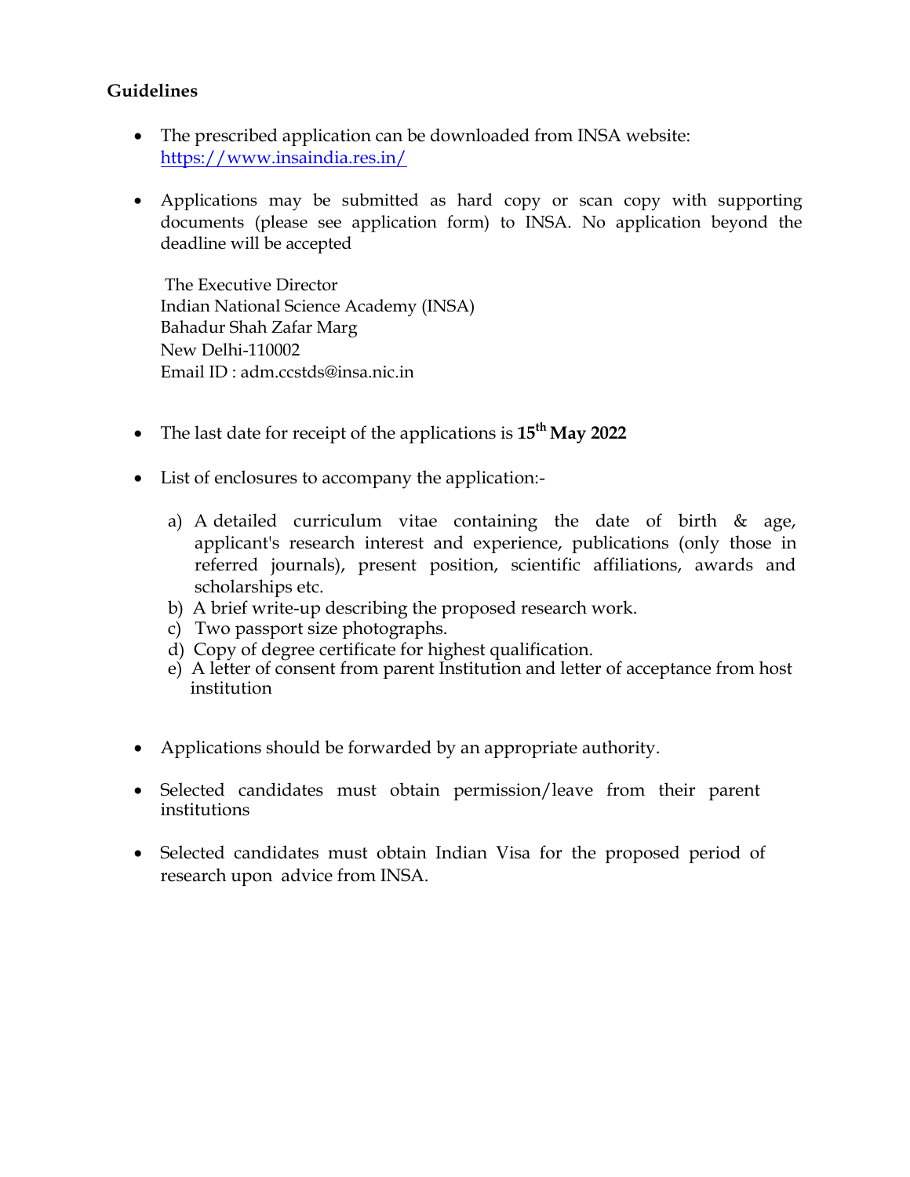**Guidelines**

- The prescribed application can be downloaded from INSA website: https://www.insaindia.res.in/

- Applications may be submitted as hard copy or scan copy with supporting documents (please see application form) to INSA. No application beyond the deadline will be accepted

  The Executive Director
  Indian National Science Academy (INSA)
  Bahadur Shah Zafar Marg
  New Delhi-110002
  Email ID : adm.ccstds@insa.nic.in

- The last date for receipt of the applications is **15th May 2022**

- List of enclosures to accompany the application:-

  a) A detailed curriculum vitae containing the date of birth & age, applicant's research interest and experience, publications (only those in referred journals), present position, scientific affiliations, awards and scholarships etc.
  b) A brief write-up describing the proposed research work.
  c) Two passport size photographs.
  d) Copy of degree certificate for highest qualification.
  e) A letter of consent from parent Institution and letter of acceptance from host institution

- Applications should be forwarded by an appropriate authority.

- Selected candidates must obtain permission/leave from their parent institutions

- Selected candidates must obtain Indian Visa for the proposed period of research upon advice from INSA.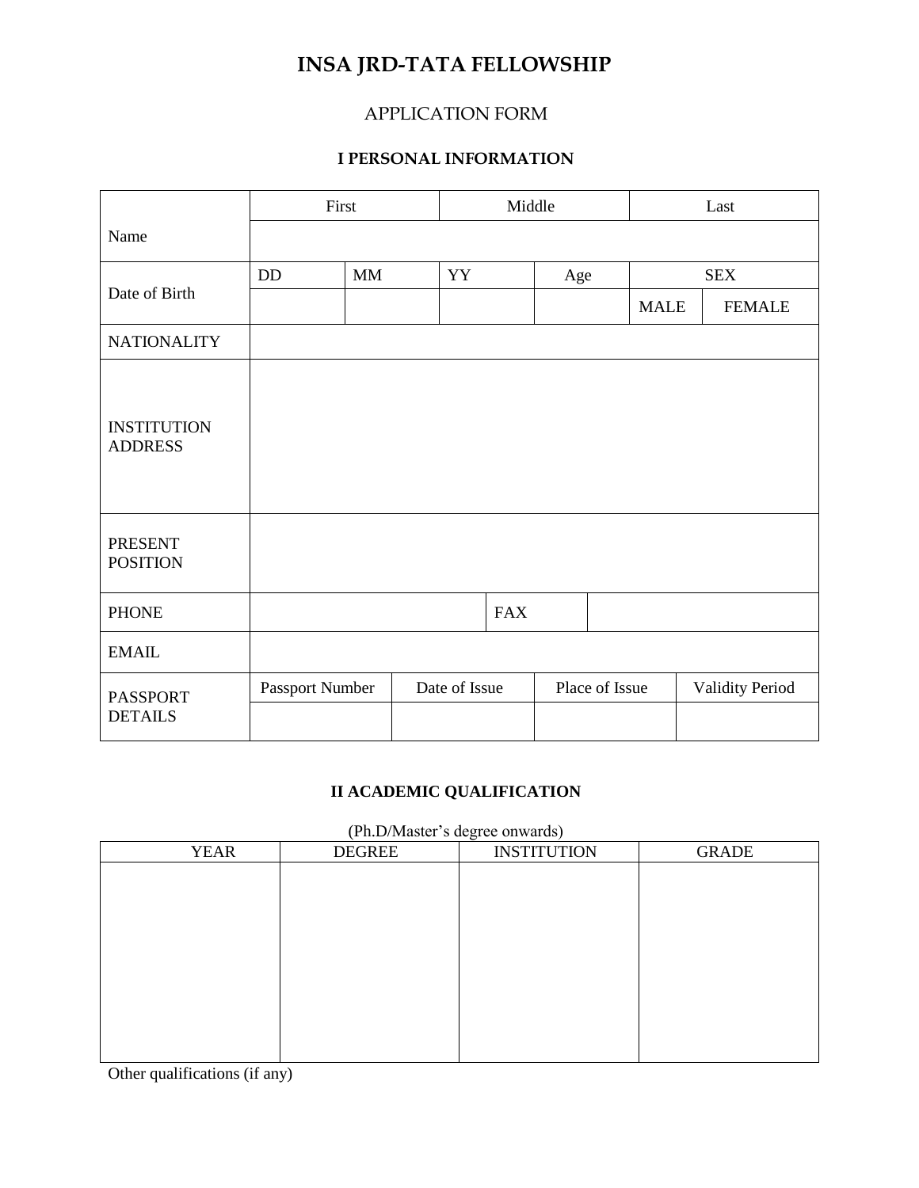# INSA JRD-TATA FELLOWSHIP

## APPLICATION FORM

### I PERSONAL INFORMATION

| | | | | | | |
|---|---|---|---|---|---|---|
| Name | First | | Middle | | Last | |
| | | | | | | |
| Date of Birth | DD | MM | YY | Age | SEX | |
| | | | | | MALE | FEMALE |
| NATIONALITY | | | | | | |
| INSTITUTION ADDRESS | | | | | | |
| PRESENT POSITION | | | | | | |
| PHONE | | | FAX | | | |
| EMAIL | | | | | | |
| PASSPORT DETAILS | Passport Number | Date of Issue | Place of Issue | Validity Period | | |
| | | | | | | |

### II ACADEMIC QUALIFICATION

(Ph.D/Master's degree onwards)

| YEAR | DEGREE | INSTITUTION | GRADE |
|---|---|---|---|
| | | | |

Other qualifications (if any)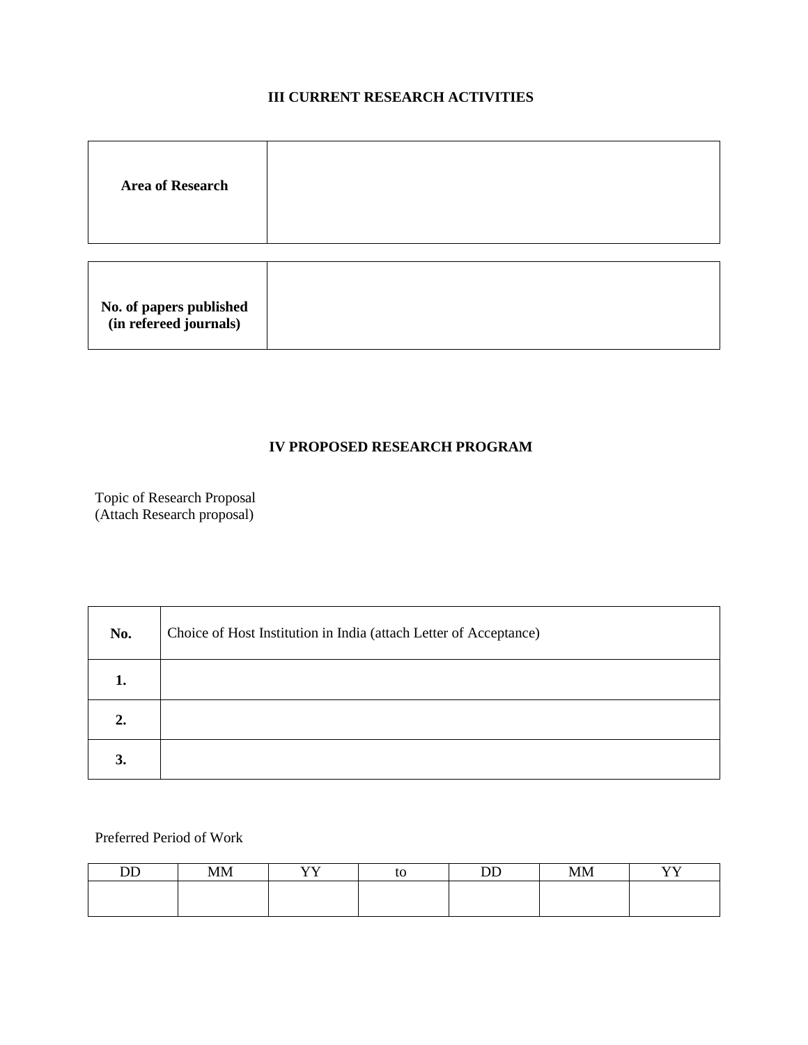### III CURRENT RESEARCH ACTIVITIES

| **Area of Research** | |
|---|---|

| **No. of papers published (in refereed journals)** | |
|---|---|

### IV PROPOSED RESEARCH PROGRAM

Topic of Research Proposal
(Attach Research proposal)

| **No.** | Choice of Host Institution in India (attach Letter of Acceptance) |
|---|---|
| **1.** | |
| **2.** | |
| **3.** | |

Preferred Period of Work

| DD | MM | YY | to | DD | MM | YY |
|---|---|---|---|---|---|---|
| | | | | | | |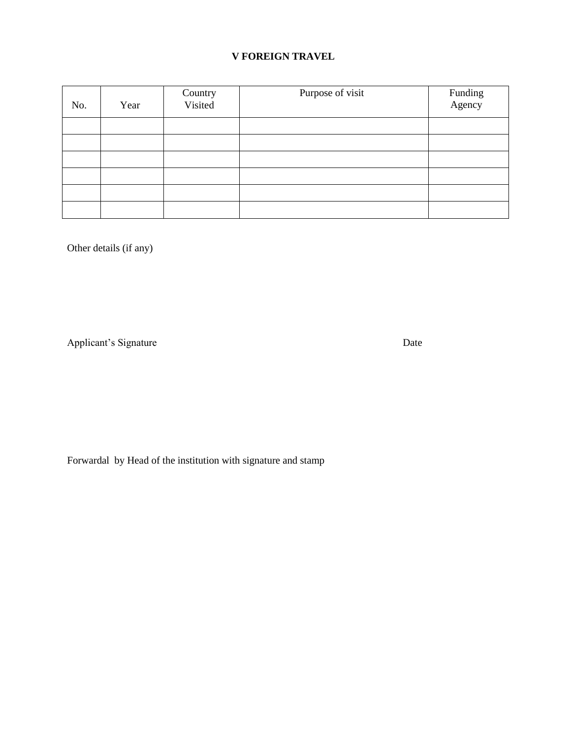## V FOREIGN TRAVEL

| No. | Year | Country Visited | Purpose of visit | Funding Agency |
|---|---|---|---|---|
| | | | | |
| | | | | |
| | | | | |
| | | | | |
| | | | | |
| | | | | |

Other details (if any)

Applicant’s Signature                                                                                    Date

Forwardal  by Head of the institution with signature and stamp